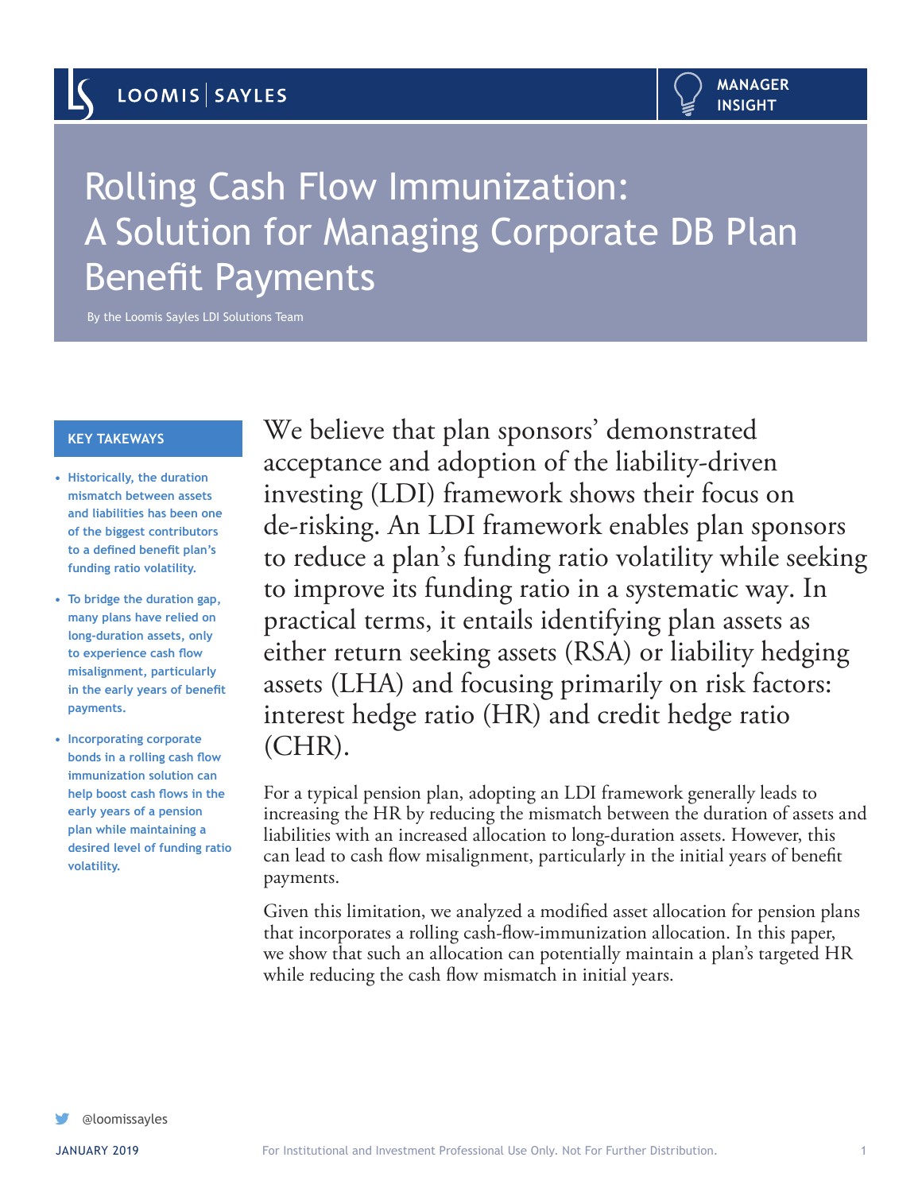MANAGER INSIGHT

# Rolling Cash Flow Immunization: A Solution for Managing Corporate DB Plan Benefit Payments

By the Loomis Sayles LDI Solutions Team

**KEY TAKEAWAYS**

- **Historically, the duration mismatch between assets and liabilities has been one of the biggest contributors to a defined benefit plan's funding ratio volatility.**
- **To bridge the duration gap, many plans have relied on long-duration assets, only to experience cash flow misalignment, particularly in the early years of benefit payments.**
- **Incorporating corporate bonds in a rolling cash flow immunization solution can help boost cash flows in the early years of a pension plan while maintaining a desired level of funding ratio volatility.**

We believe that plan sponsors' demonstrated acceptance and adoption of the liability-driven investing (LDI) framework shows their focus on de-risking. An LDI framework enables plan sponsors to reduce a plan's funding ratio volatility while seeking to improve its funding ratio in a systematic way. In practical terms, it entails identifying plan assets as either return seeking assets (RSA) or liability hedging assets (LHA) and focusing primarily on risk factors: interest hedge ratio (HR) and credit hedge ratio (CHR).

For a typical pension plan, adopting an LDI framework generally leads to increasing the HR by reducing the mismatch between the duration of assets and liabilities with an increased allocation to long-duration assets. However, this can lead to cash flow misalignment, particularly in the initial years of benefit payments.

Given this limitation, we analyzed a modified asset allocation for pension plans that incorporates a rolling cash-flow-immunization allocation. In this paper, we show that such an allocation can potentially maintain a plan's targeted HR while reducing the cash flow mismatch in initial years.

@loomissayles

JANUARY 2019

For Institutional and Investment Professional Use Only. Not For Further Distribution.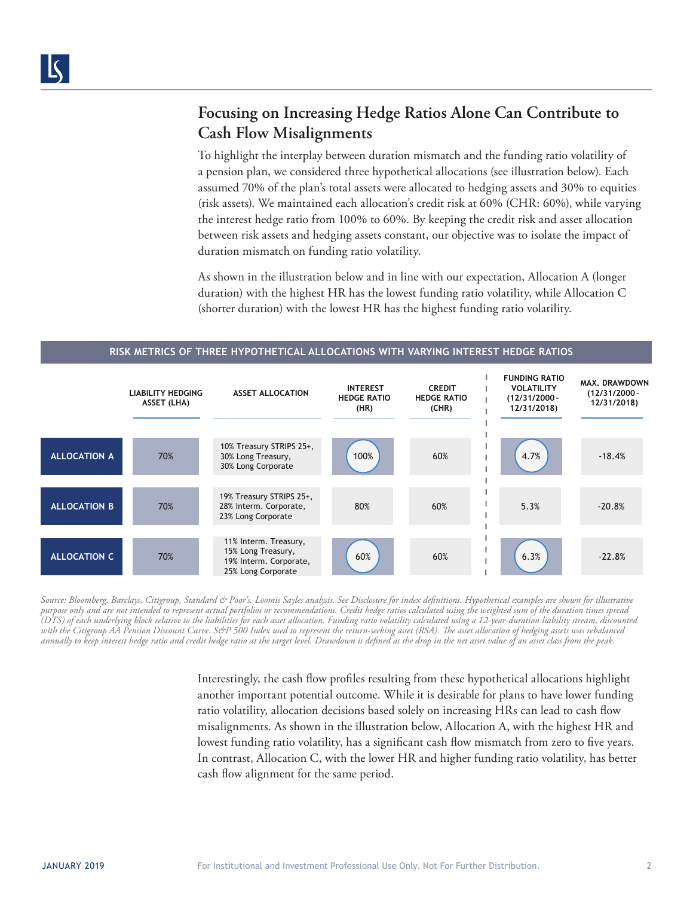## Focusing on Increasing Hedge Ratios Alone Can Contribute to Cash Flow Misalignments

To highlight the interplay between duration mismatch and the funding ratio volatility of a pension plan, we considered three hypothetical allocations (see illustration below). Each assumed 70% of the plan's total assets were allocated to hedging assets and 30% to equities (risk assets). We maintained each allocation's credit risk at 60% (CHR: 60%), while varying the interest hedge ratio from 100% to 60%. By keeping the credit risk and asset allocation between risk assets and hedging assets constant, our objective was to isolate the impact of duration mismatch on funding ratio volatility.

As shown in the illustration below and in line with our expectation, Allocation A (longer duration) with the highest HR has the lowest funding ratio volatility, while Allocation C (shorter duration) with the lowest HR has the highest funding ratio volatility.

**RISK METRICS OF THREE HYPOTHETICAL ALLOCATIONS WITH VARYING INTEREST HEDGE RATIOS**

| | LIABILITY HEDGING ASSET (LHA) | ASSET ALLOCATION | INTEREST HEDGE RATIO (HR) | CREDIT HEDGE RATIO (CHR) | FUNDING RATIO VOLATILITY (12/31/2000 - 12/31/2018) | MAX. DRAWDOWN (12/31/2000 - 12/31/2018) |
|---|---|---|---|---|---|---|
| ALLOCATION A | 70% | 10% Treasury STRIPS 25+, 30% Long Treasury, 30% Long Corporate | 100% | 60% | 4.7% | -18.4% |
| ALLOCATION B | 70% | 19% Treasury STRIPS 25+, 28% Interm. Corporate, 23% Long Corporate | 80% | 60% | 5.3% | -20.8% |
| ALLOCATION C | 70% | 11% Interm. Treasury, 15% Long Treasury, 19% Interm. Corporate, 25% Long Corporate | 60% | 60% | 6.3% | -22.8% |

*Source: Bloomberg, Barclays, Citigroup, Standard & Poor's. Loomis Sayles analysis. See Disclosure for index definitions. Hypothetical examples are shown for illustrative purpose only and are not intended to represent actual portfolios or recommendations. Credit hedge ratios calculated using the weighted sum of the duration times spread (DTS) of each underlying block relative to the liabilities for each asset allocation. Funding ratio volatility calculated using a 12-year-duration liability stream, discounted with the Citigroup AA Pension Discount Curve. S&P 500 Index used to represent the return-seeking asset (RSA). The asset allocation of hedging assets was rebalanced annually to keep interest hedge ratio and credit hedge ratio at the target level. Drawdown is defined as the drop in the net asset value of an asset class from the peak.*

Interestingly, the cash flow profiles resulting from these hypothetical allocations highlight another important potential outcome. While it is desirable for plans to have lower funding ratio volatility, allocation decisions based solely on increasing HRs can lead to cash flow misalignments. As shown in the illustration below, Allocation A, with the highest HR and lowest funding ratio volatility, has a significant cash flow mismatch from zero to five years. In contrast, Allocation C, with the lower HR and higher funding ratio volatility, has better cash flow alignment for the same period.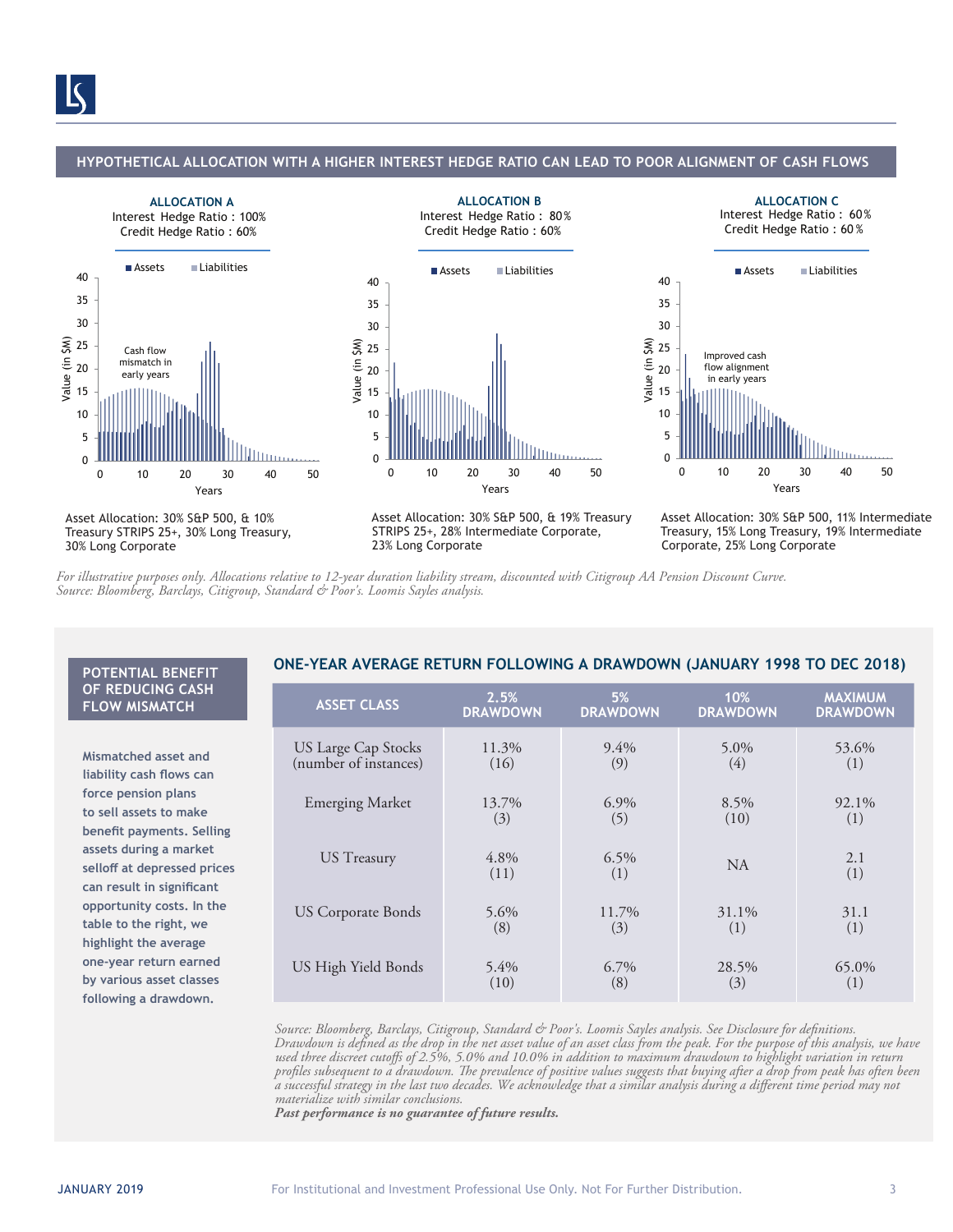## HYPOTHETICAL ALLOCATION WITH A HIGHER INTEREST HEDGE RATIO CAN LEAD TO POOR ALIGNMENT OF CASH FLOWS

**ALLOCATION A**
Interest Hedge Ratio : 100%
Credit Hedge Ratio : 60%

Cash flow mismatch in early years

Asset Allocation: 30% S&P 500, & 10% Treasury STRIPS 25+, 30% Long Treasury, 30% Long Corporate

**ALLOCATION B**
Interest Hedge Ratio : 80%
Credit Hedge Ratio : 60%

Asset Allocation: 30% S&P 500, & 19% Treasury STRIPS 25+, 28% Intermediate Corporate, 23% Long Corporate

**ALLOCATION C**
Interest Hedge Ratio : 60%
Credit Hedge Ratio : 60%

Improved cash flow alignment in early years

Asset Allocation: 30% S&P 500, 11% Intermediate Treasury, 15% Long Treasury, 19% Intermediate Corporate, 25% Long Corporate

*For illustrative purposes only. Allocations relative to 12-year duration liability stream, discounted with Citigroup AA Pension Discount Curve.*
*Source: Bloomberg, Barclays, Citigroup, Standard & Poor's. Loomis Sayles analysis.*

### POTENTIAL BENEFIT OF REDUCING CASH FLOW MISMATCH

**Mismatched asset and liability cash flows can force pension plans to sell assets to make benefit payments. Selling assets during a market selloff at depressed prices can result in significant opportunity costs. In the table to the right, we highlight the average one-year return earned by various asset classes following a drawdown.**

### ONE-YEAR AVERAGE RETURN FOLLOWING A DRAWDOWN (JANUARY 1998 TO DEC 2018)

| ASSET CLASS | 2.5% DRAWDOWN | 5% DRAWDOWN | 10% DRAWDOWN | MAXIMUM DRAWDOWN |
|---|---|---|---|---|
| US Large Cap Stocks (number of instances) | 11.3% (16) | 9.4% (9) | 5.0% (4) | 53.6% (1) |
| Emerging Market | 13.7% (3) | 6.9% (5) | 8.5% (10) | 92.1% (1) |
| US Treasury | 4.8% (11) | 6.5% (1) | NA | 2.1 (1) |
| US Corporate Bonds | 5.6% (8) | 11.7% (3) | 31.1% (1) | 31.1 (1) |
| US High Yield Bonds | 5.4% (10) | 6.7% (8) | 28.5% (3) | 65.0% (1) |

*Source: Bloomberg, Barclays, Citigroup, Standard & Poor's. Loomis Sayles analysis. See Disclosure for definitions. Drawdown is defined as the drop in the net asset value of an asset class from the peak. For the purpose of this analysis, we have used three discreet cutoffs of 2.5%, 5.0% and 10.0% in addition to maximum drawdown to highlight variation in return profiles subsequent to a drawdown. The prevalence of positive values suggests that buying after a drop from peak has often been a successful strategy in the last two decades. We acknowledge that a similar analysis during a different time period may not materialize with similar conclusions.*
***Past performance is no guarantee of future results.***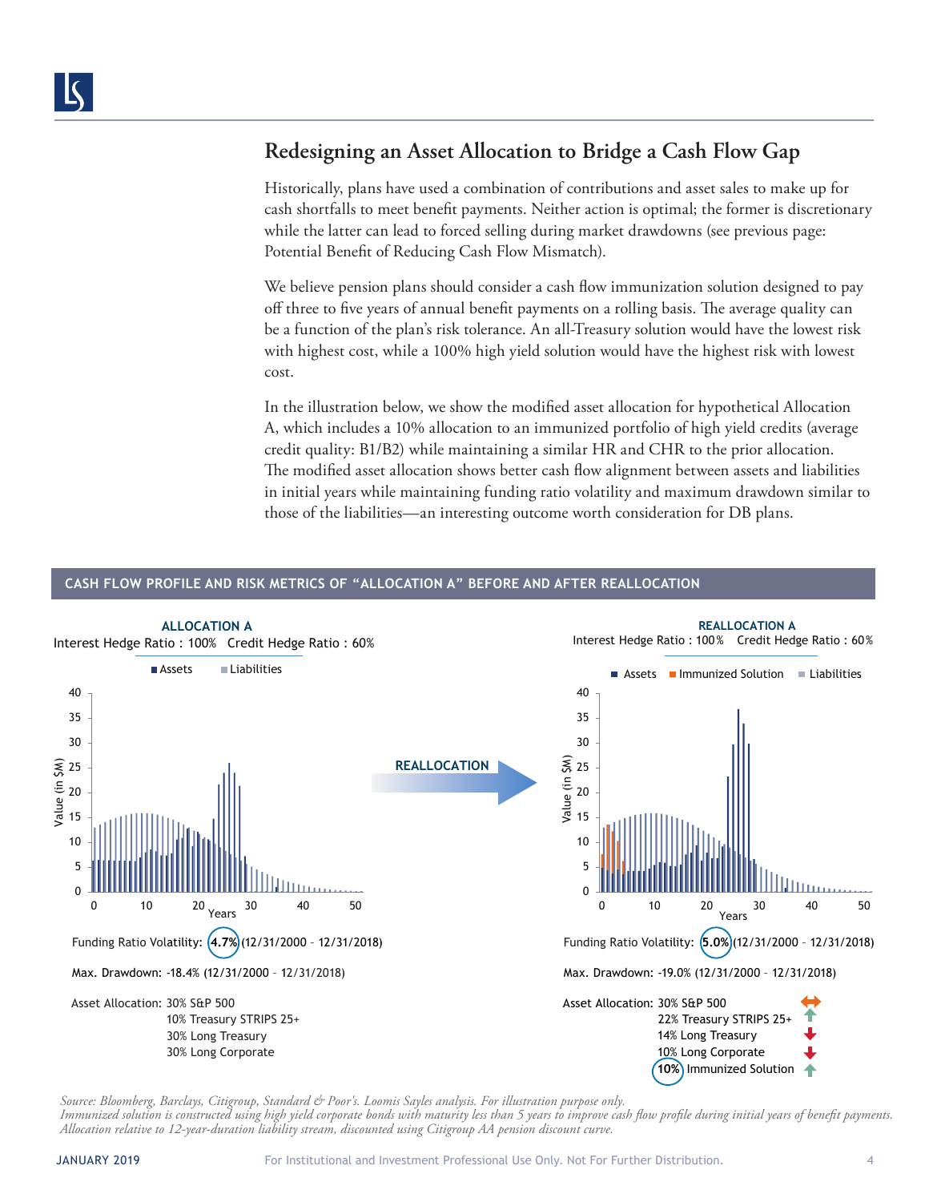## Redesigning an Asset Allocation to Bridge a Cash Flow Gap

Historically, plans have used a combination of contributions and asset sales to make up for cash shortfalls to meet benefit payments. Neither action is optimal; the former is discretionary while the latter can lead to forced selling during market drawdowns (see previous page: Potential Benefit of Reducing Cash Flow Mismatch).

We believe pension plans should consider a cash flow immunization solution designed to pay off three to five years of annual benefit payments on a rolling basis. The average quality can be a function of the plan's risk tolerance. An all-Treasury solution would have the lowest risk with highest cost, while a 100% high yield solution would have the highest risk with lowest cost.

In the illustration below, we show the modified asset allocation for hypothetical Allocation A, which includes a 10% allocation to an immunized portfolio of high yield credits (average credit quality: B1/B2) while maintaining a similar HR and CHR to the prior allocation. The modified asset allocation shows better cash flow alignment between assets and liabilities in initial years while maintaining funding ratio volatility and maximum drawdown similar to those of the liabilities—an interesting outcome worth consideration for DB plans.

**CASH FLOW PROFILE AND RISK METRICS OF "ALLOCATION A" BEFORE AND AFTER REALLOCATION**

**ALLOCATION A**

Interest Hedge Ratio : 100% Credit Hedge Ratio : 60%

Funding Ratio Volatility: 4.7% (12/31/2000 – 12/31/2018)

Max. Drawdown: -18.4% (12/31/2000 – 12/31/2018)

Asset Allocation:
- 30% S&P 500
- 10% Treasury STRIPS 25+
- 30% Long Treasury
- 30% Long Corporate

**REALLOCATION →**

**REALLOCATION A**

Interest Hedge Ratio : 100% Credit Hedge Ratio : 60%

Funding Ratio Volatility: 5.0% (12/31/2000 – 12/31/2018)

Max. Drawdown: -19.0% (12/31/2000 – 12/31/2018)

Asset Allocation:
- 30% S&P 500 (↔)
- 22% Treasury STRIPS 25+ (↑)
- 14% Long Treasury (↓)
- 10% Long Corporate (↓)
- 10% Immunized Solution (↑)

*Source: Bloomberg, Barclays, Citigroup, Standard & Poor's. Loomis Sayles analysis. For illustration purpose only.*
*Immunized solution is constructed using high yield corporate bonds with maturity less than 5 years to improve cash flow profile during initial years of benefit payments. Allocation relative to 12-year-duration liability stream, discounted using Citigroup AA pension discount curve.*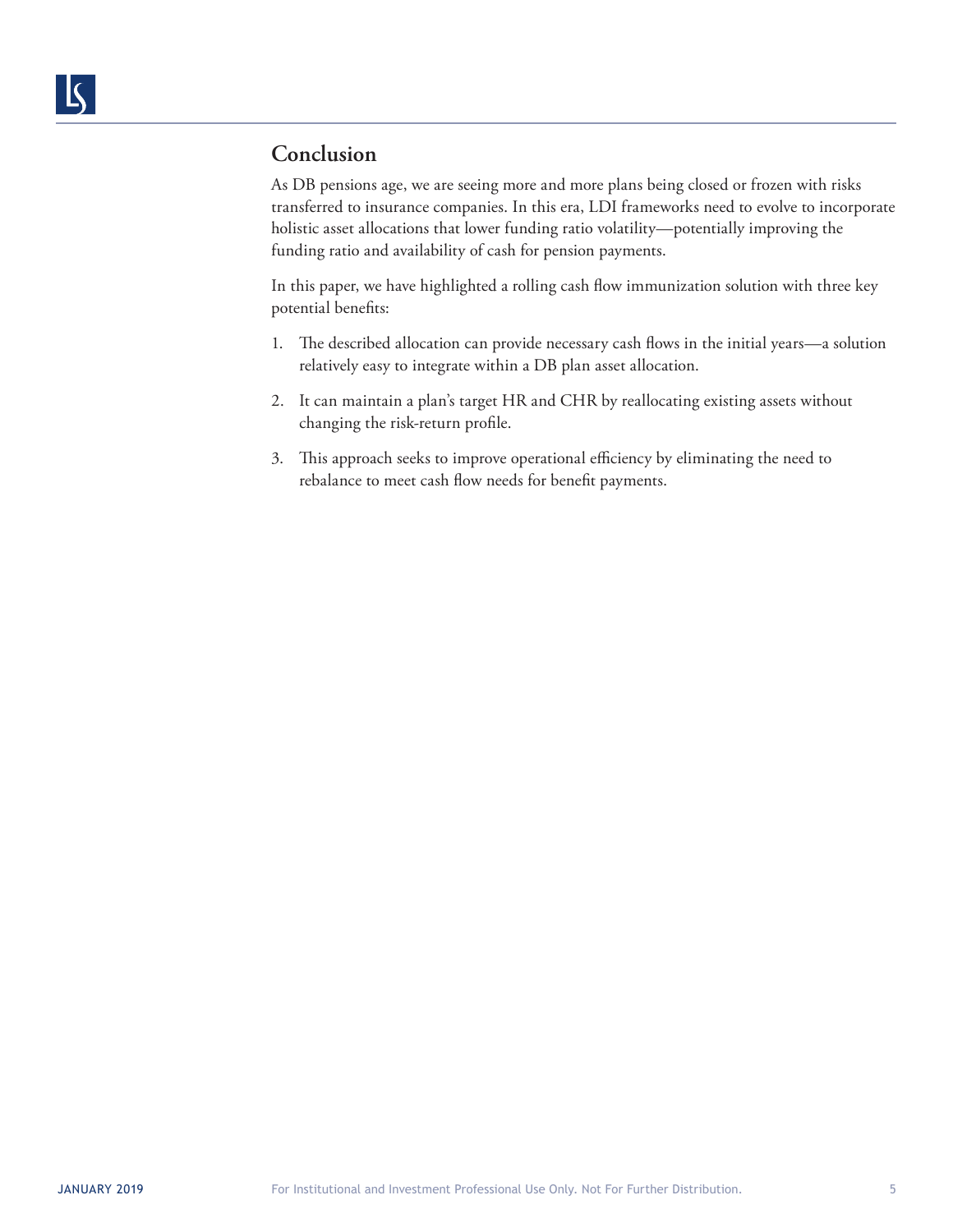## Conclusion

As DB pensions age, we are seeing more and more plans being closed or frozen with risks transferred to insurance companies. In this era, LDI frameworks need to evolve to incorporate holistic asset allocations that lower funding ratio volatility—potentially improving the funding ratio and availability of cash for pension payments.

In this paper, we have highlighted a rolling cash flow immunization solution with three key potential benefits:

1. The described allocation can provide necessary cash flows in the initial years—a solution relatively easy to integrate within a DB plan asset allocation.
2. It can maintain a plan's target HR and CHR by reallocating existing assets without changing the risk-return profile.
3. This approach seeks to improve operational efficiency by eliminating the need to rebalance to meet cash flow needs for benefit payments.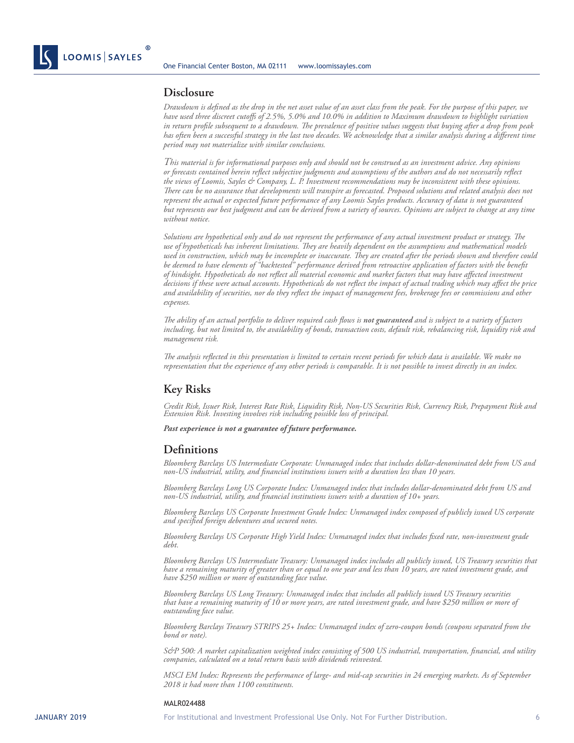## Disclosure

*Drawdown is defined as the drop in the net asset value of an asset class from the peak. For the purpose of this paper, we have used three discreet cutoffs of 2.5%, 5.0% and 10.0% in addition to Maximum drawdown to highlight variation in return profile subsequent to a drawdown. The prevalence of positive values suggests that buying after a drop from peak has often been a successful strategy in the last two decades. We acknowledge that a similar analysis during a different time period may not materialize with similar conclusions.*

*This material is for informational purposes only and should not be construed as an investment advice. Any opinions or forecasts contained herein reflect subjective judgments and assumptions of the authors and do not necessarily reflect the views of Loomis, Sayles & Company, L. P. Investment recommendations may be inconsistent with these opinions. There can be no assurance that developments will transpire as forecasted. Proposed solutions and related analysis does not represent the actual or expected future performance of any Loomis Sayles products. Accuracy of data is not guaranteed but represents our best judgment and can be derived from a variety of sources. Opinions are subject to change at any time without notice.*

*Solutions are hypothetical only and do not represent the performance of any actual investment product or strategy. The use of hypotheticals has inherent limitations. They are heavily dependent on the assumptions and mathematical models used in construction, which may be incomplete or inaccurate. They are created after the periods shown and therefore could be deemed to have elements of "backtested" performance derived from retroactive application of factors with the benefit of hindsight. Hypotheticals do not reflect all material economic and market factors that may have affected investment decisions if these were actual accounts. Hypotheticals do not reflect the impact of actual trading which may affect the price and availability of securities, nor do they reflect the impact of management fees, brokerage fees or commissions and other expenses.*

*The ability of an actual portfolio to deliver required cash flows is **not guaranteed** and is subject to a variety of factors including, but not limited to, the availability of bonds, transaction costs, default risk, rebalancing risk, liquidity risk and management risk.*

*The analysis reflected in this presentation is limited to certain recent periods for which data is available. We make no representation that the experience of any other periods is comparable. It is not possible to invest directly in an index.*

## Key Risks

*Credit Risk, Issuer Risk, Interest Rate Risk, Liquidity Risk, Non-US Securities Risk, Currency Risk, Prepayment Risk and Extension Risk. Investing involves risk including possible loss of principal.*

***Past experience is not a guarantee of future performance.***

## Definitions

*Bloomberg Barclays US Intermediate Corporate: Unmanaged index that includes dollar-denominated debt from US and non-US industrial, utility, and financial institutions issuers with a duration less than 10 years.*

*Bloomberg Barclays Long US Corporate Index: Unmanaged index that includes dollar-denominated debt from US and non-US industrial, utility, and financial institutions issuers with a duration of 10+ years.*

*Bloomberg Barclays US Corporate Investment Grade Index: Unmanaged index composed of publicly issued US corporate and specified foreign debentures and secured notes.*

*Bloomberg Barclays US Corporate High Yield Index: Unmanaged index that includes fixed rate, non-investment grade debt.*

*Bloomberg Barclays US Intermediate Treasury: Unmanaged index includes all publicly issued, US Treasury securities that have a remaining maturity of greater than or equal to one year and less than 10 years, are rated investment grade, and have $250 million or more of outstanding face value.*

*Bloomberg Barclays US Long Treasury: Unmanaged index that includes all publicly issued US Treasury securities that have a remaining maturity of 10 or more years, are rated investment grade, and have $250 million or more of outstanding face value.*

*Bloomberg Barclays Treasury STRIPS 25+ Index: Unmanaged index of zero-coupon bonds (coupons separated from the bond or note).*

*S&P 500: A market capitalization weighted index consisting of 500 US industrial, transportation, financial, and utility companies, calculated on a total return basis with dividends reinvested.*

*MSCI EM Index: Represents the performance of large- and mid-cap securities in 24 emerging markets. As of September 2018 it had more than 1100 constituents.*

MALR024488